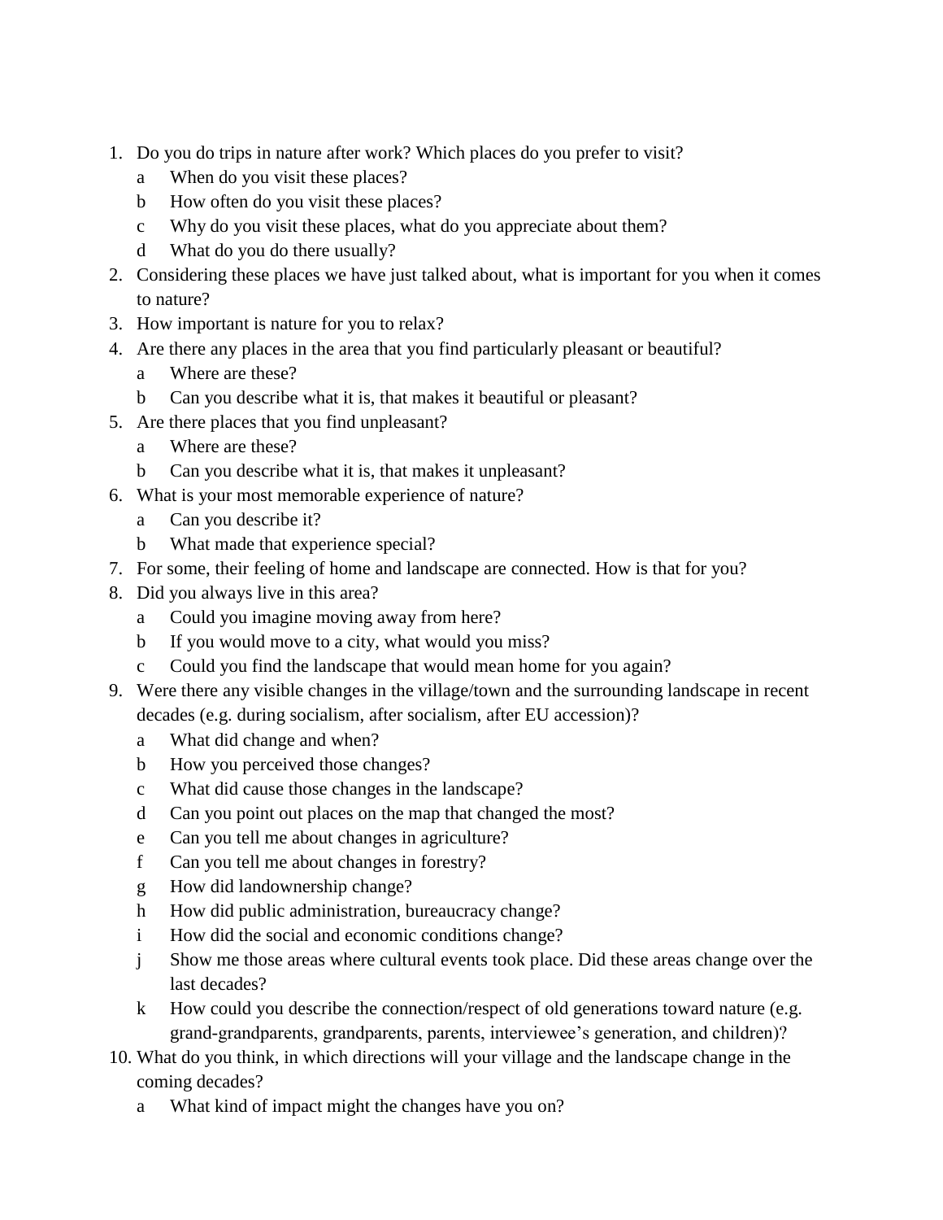1. Do you do trips in nature after work? Which places do you prefer to visit?
   a. When do you visit these places?
   b. How often do you visit these places?
   c. Why do you visit these places, what do you appreciate about them?
   d. What do you do there usually?
2. Considering these places we have just talked about, what is important for you when it comes to nature?
3. How important is nature for you to relax?
4. Are there any places in the area that you find particularly pleasant or beautiful?
   a. Where are these?
   b. Can you describe what it is, that makes it beautiful or pleasant?
5. Are there places that you find unpleasant?
   a. Where are these?
   b. Can you describe what it is, that makes it unpleasant?
6. What is your most memorable experience of nature?
   a. Can you describe it?
   b. What made that experience special?
7. For some, their feeling of home and landscape are connected. How is that for you?
8. Did you always live in this area?
   a. Could you imagine moving away from here?
   b. If you would move to a city, what would you miss?
   c. Could you find the landscape that would mean home for you again?
9. Were there any visible changes in the village/town and the surrounding landscape in recent decades (e.g. during socialism, after socialism, after EU accession)?
   a. What did change and when?
   b. How you perceived those changes?
   c. What did cause those changes in the landscape?
   d. Can you point out places on the map that changed the most?
   e. Can you tell me about changes in agriculture?
   f. Can you tell me about changes in forestry?
   g. How did landownership change?
   h. How did public administration, bureaucracy change?
   i. How did the social and economic conditions change?
   j. Show me those areas where cultural events took place. Did these areas change over the last decades?
   k. How could you describe the connection/respect of old generations toward nature (e.g. grand-grandparents, grandparents, parents, interviewee's generation, and children)?
10. What do you think, in which directions will your village and the landscape change in the coming decades?
    a. What kind of impact might the changes have you on?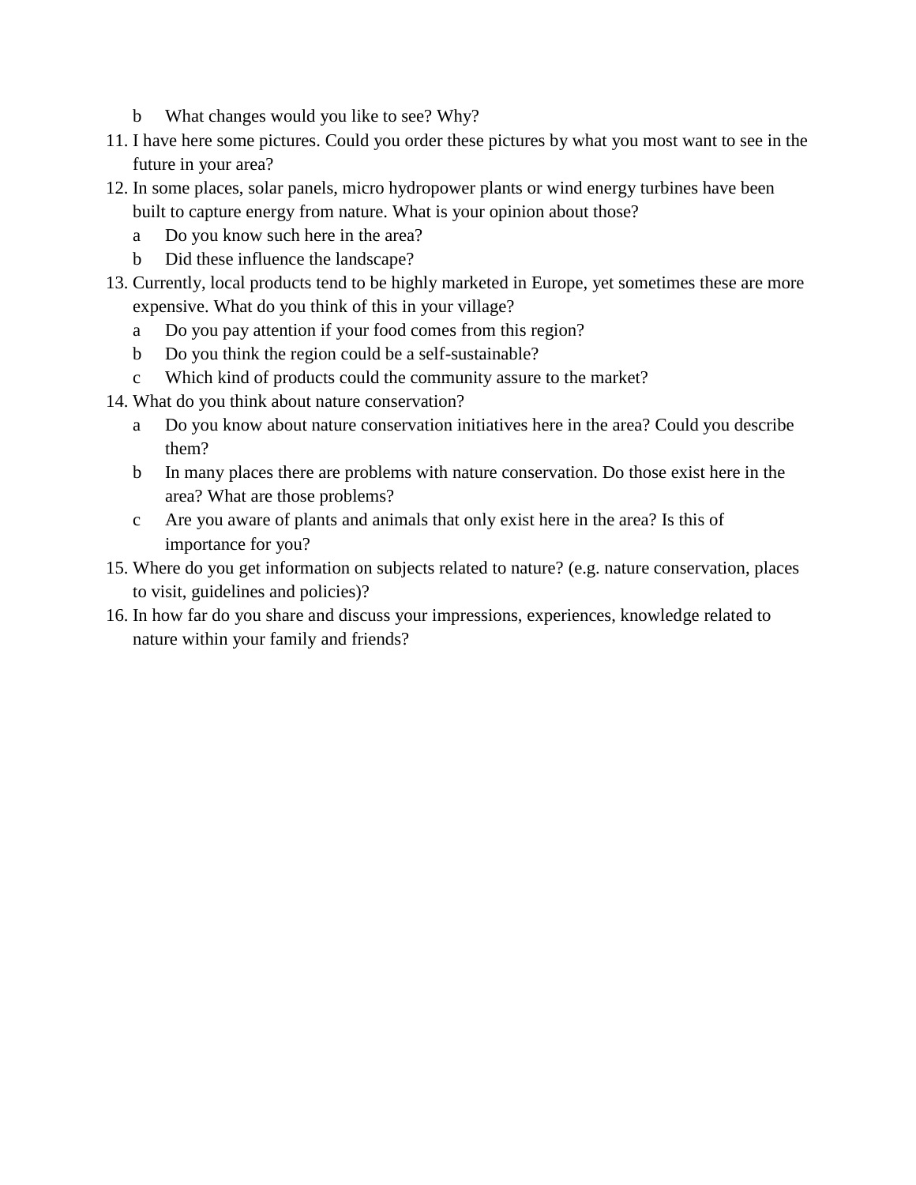b. What changes would you like to see? Why?

11. I have here some pictures. Could you order these pictures by what you most want to see in the future in your area?
12. In some places, solar panels, micro hydropower plants or wind energy turbines have been built to capture energy from nature. What is your opinion about those?
    a. Do you know such here in the area?
    b. Did these influence the landscape?
13. Currently, local products tend to be highly marketed in Europe, yet sometimes these are more expensive. What do you think of this in your village?
    a. Do you pay attention if your food comes from this region?
    b. Do you think the region could be a self-sustainable?
    c. Which kind of products could the community assure to the market?
14. What do you think about nature conservation?
    a. Do you know about nature conservation initiatives here in the area? Could you describe them?
    b. In many places there are problems with nature conservation. Do those exist here in the area? What are those problems?
    c. Are you aware of plants and animals that only exist here in the area? Is this of importance for you?
15. Where do you get information on subjects related to nature? (e.g. nature conservation, places to visit, guidelines and policies)?
16. In how far do you share and discuss your impressions, experiences, knowledge related to nature within your family and friends?